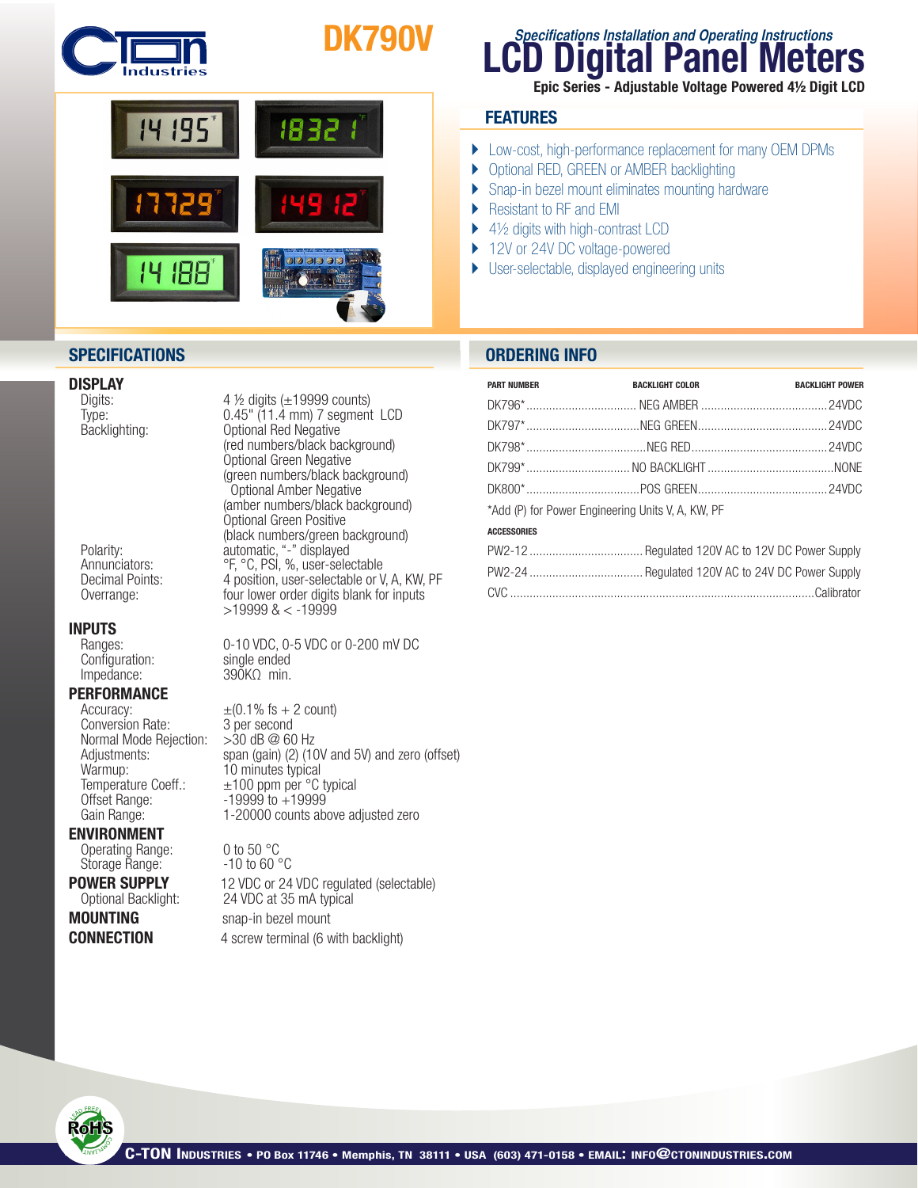# DK790V

## Specifications Installation and Operating Instructions

# LCD Digital Panel Meters

**Epic Series - Adjustable Voltage Powered 4½ Digit LCD**

## FEATURES

- Low-cost, high-performance replacement for many OEM DPMs
- Optional RED, GREEN or AMBER backlighting
- Snap-in bezel mount eliminates mounting hardware
- Resistant to RF and EMI
- 4½ digits with high-contrast LCD
- 12V or 24V DC voltage-powered
- User-selectable, displayed engineering units

## SPECIFICATIONS

### DISPLAY

| | |
|---|---|
| Digits: | 4 ½ digits (±19999 counts) |
| Type: | 0.45" (11.4 mm) 7 segment LCD |
| Backlighting: | Optional Red Negative (red numbers/black background) Optional Green Negative (green numbers/black background) Optional Amber Negative (amber numbers/black background) Optional Green Positive (black numbers/green background) |
| Polarity: | automatic, "-" displayed |
| Annunciators: | °F, °C, PSI, %, user-selectable |
| Decimal Points: | 4 position, user-selectable or V, A, KW, PF |
| Overrange: | four lower order digits blank for inputs >19999 & < -19999 |

### INPUTS

| | |
|---|---|
| Ranges: | 0-10 VDC, 0-5 VDC or 0-200 mV DC |
| Configuration: | single ended |
| Impedance: | 390KΩ min. |

### PERFORMANCE

| | |
|---|---|
| Accuracy: | ±(0.1% fs + 2 count) |
| Conversion Rate: | 3 per second |
| Normal Mode Rejection: | >30 dB @ 60 Hz |
| Adjustments: | span (gain) (2) (10V and 5V) and zero (offset) |
| Warmup: | 10 minutes typical |
| Temperature Coeff.: | ±100 ppm per °C typical |
| Offset Range: | -19999 to +19999 |
| Gain Range: | 1-20000 counts above adjusted zero |

### ENVIRONMENT

| | |
|---|---|
| Operating Range: | 0 to 50 °C |
| Storage Range: | -10 to 60 °C |

### POWER SUPPLY

12 VDC or 24 VDC regulated (selectable)

Optional Backlight: 24 VDC at 35 mA typical

### MOUNTING

snap-in bezel mount

### CONNECTION

4 screw terminal (6 with backlight)

## ORDERING INFO

| PART NUMBER | BACKLIGHT COLOR | BACKLIGHT POWER |
|---|---|---|
| DK796* | NEG AMBER | 24VDC |
| DK797* | NEG GREEN | 24VDC |
| DK798* | NEG RED | 24VDC |
| DK799* | NO BACKLIGHT | NONE |
| DK800* | POS GREEN | 24VDC |

*Add (P) for Power Engineering Units V, A, KW, PF

### ACCESSORIES

| | |
|---|---|
| PW2-12 | Regulated 120V AC to 12V DC Power Supply |
| PW2-24 | Regulated 120V AC to 24V DC Power Supply |
| CVC | Calibrator |

C-TON INDUSTRIES • PO Box 11746 • Memphis, TN 38111 • USA (603) 471-0158 • EMAIL: INFO@CTONINDUSTRIES.COM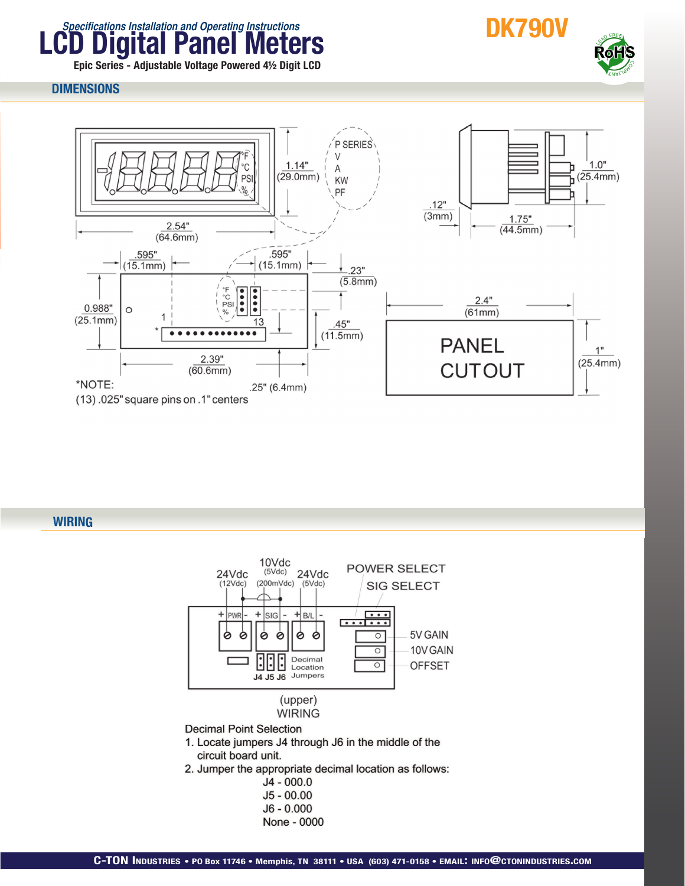*Specifications Installation and Operating Instructions*

# LCD Digital Panel Meters

**Epic Series - Adjustable Voltage Powered 4½ Digit LCD**

**DK790V**

## DIMENSIONS

°F
°C
PSI
%

P SERIES
V
A
KW
PF

1.14"
(29.0mm)

2.54"
(64.6mm)

.12"
(3mm)

1.75"
(44.5mm)

1.0"
(25.4mm)

.595"
(15.1mm)

.595"
(15.1mm)

.23"
(5.8mm)

0.988"
(25.1mm)

°F
°C
PSI
%

1

13

.45"
(11.5mm)

2.39"
(60.6mm)

.25" (6.4mm)

*NOTE:
(13) .025" square pins on .1" centers

2.4"
(61mm)

PANEL
CUTOUT

1"
(25.4mm)

## WIRING

24Vdc
(12Vdc)

10Vdc
(5Vdc)
(200mVdc)

24Vdc
(5Vdc)

POWER SELECT

SIG SELECT

+ PWR -
+ SIG -
+ B/L -

5V GAIN
10V GAIN
OFFSET

J4 J5 J6
Decimal
Location
Jumpers

(upper)
WIRING

Decimal Point Selection

1. Locate jumpers J4 through J6 in the middle of the circuit board unit.
2. Jumper the appropriate decimal location as follows:

J4 - 000.0
J5 - 00.00
J6 - 0.000
None - 0000

**C-TON INDUSTRIES • PO Box 11746 • Memphis, TN 38111 • USA (603) 471-0158 • EMAIL: INFO@CTONINDUSTRIES.COM**